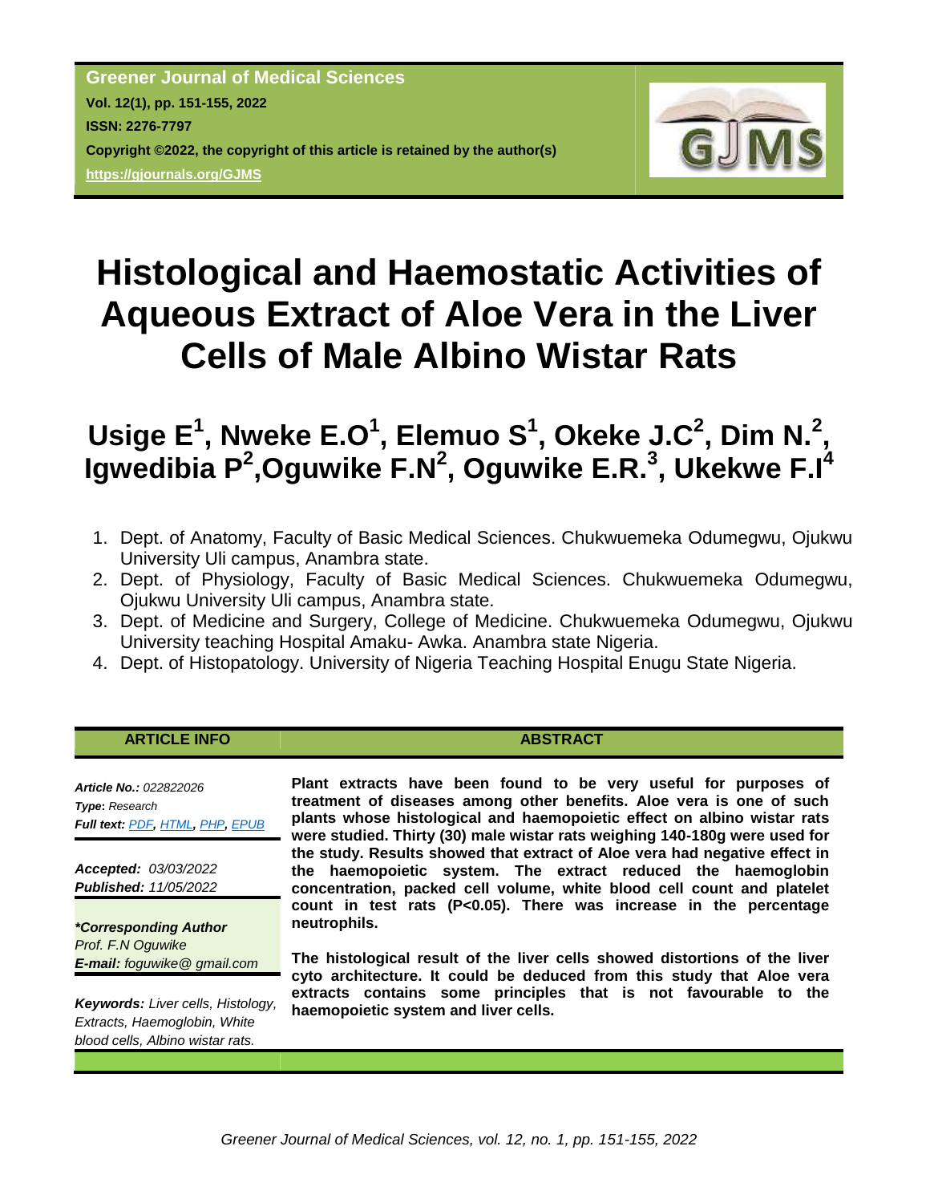**Greener Journal of Medical Sciences**
**Vol. 12(1), pp. 151-155, 2022**
**ISSN: 2276-7797**
**Copyright ©2022, the copyright of this article is retained by the author(s)**
**https://gjournals.org/GJMS**

# Histological and Haemostatic Activities of Aqueous Extract of Aloe Vera in the Liver Cells of Male Albino Wistar Rats

## Usige E[1], Nweke E.O[1], Elemuo S[1], Okeke J.C[2], Dim N.[2], Igwedibia P[2], Oguwike F.N[2], Oguwike E.R.[3], Ukekwe F.I[4]

1. Dept. of Anatomy, Faculty of Basic Medical Sciences. Chukwuemeka Odumegwu, Ojukwu University Uli campus, Anambra state.
2. Dept. of Physiology, Faculty of Basic Medical Sciences. Chukwuemeka Odumegwu, Ojukwu University Uli campus, Anambra state.
3. Dept. of Medicine and Surgery, College of Medicine. Chukwuemeka Odumegwu, Ojukwu University teaching Hospital Amaku- Awka. Anambra state Nigeria.
4. Dept. of Histopatology. University of Nigeria Teaching Hospital Enugu State Nigeria.

### ARTICLE INFO

***Article No.:*** *022822026*
***Type*:** *Research*
***Full text:*** *PDF, HTML, PHP, EPUB*

***Accepted:*** *03/03/2022*
***Published:*** *11/05/2022*

***\*Corresponding Author***
*Prof. F.N Oguwike*
***E-mail:*** *foguwike@ gmail.com*

***Keywords:*** *Liver cells, Histology, Extracts, Haemoglobin, White blood cells, Albino wistar rats.*

### ABSTRACT

**Plant extracts have been found to be very useful for purposes of treatment of diseases among other benefits. Aloe vera is one of such plants whose histological and haemopoietic effect on albino wistar rats were studied. Thirty (30) male wistar rats weighing 140-180g were used for the study. Results showed that extract of Aloe vera had negative effect in the haemopoietic system. The extract reduced the haemoglobin concentration, packed cell volume, white blood cell count and platelet count in test rats (P<0.05). There was increase in the percentage neutrophils.**

**The histological result of the liver cells showed distortions of the liver cyto architecture. It could be deduced from this study that Aloe vera extracts contains some principles that is not favourable to the haemopoietic system and liver cells.**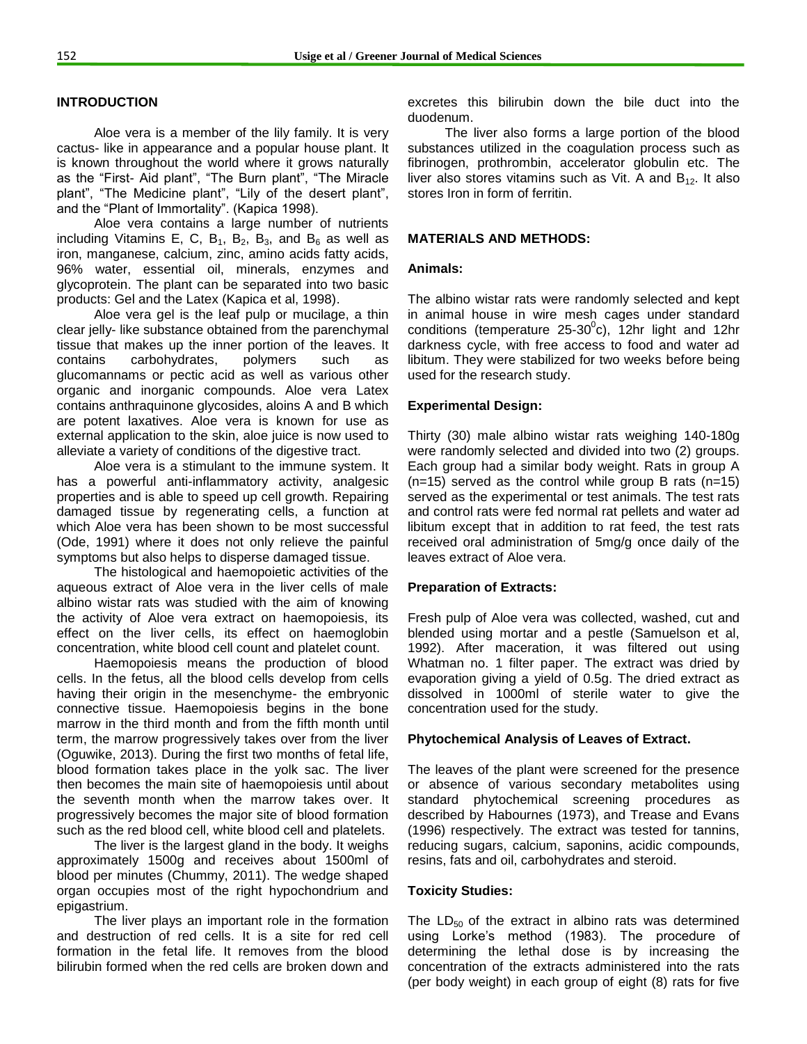## INTRODUCTION

Aloe vera is a member of the lily family. It is very cactus- like in appearance and a popular house plant. It is known throughout the world where it grows naturally as the "First- Aid plant", "The Burn plant", "The Miracle plant", "The Medicine plant", "Lily of the desert plant", and the "Plant of Immortality". (Kapica 1998).

Aloe vera contains a large number of nutrients including Vitamins E, C, $B_1$, $B_2$, $B_3$, and $B_6$ as well as iron, manganese, calcium, zinc, amino acids fatty acids, 96% water, essential oil, minerals, enzymes and glycoprotein. The plant can be separated into two basic products: Gel and the Latex (Kapica et al, 1998).

Aloe vera gel is the leaf pulp or mucilage, a thin clear jelly- like substance obtained from the parenchymal tissue that makes up the inner portion of the leaves. It contains carbohydrates, polymers such as glucomannams or pectic acid as well as various other organic and inorganic compounds. Aloe vera Latex contains anthraquinone glycosides, aloins A and B which are potent laxatives. Aloe vera is known for use as external application to the skin, aloe juice is now used to alleviate a variety of conditions of the digestive tract.

Aloe vera is a stimulant to the immune system. It has a powerful anti-inflammatory activity, analgesic properties and is able to speed up cell growth. Repairing damaged tissue by regenerating cells, a function at which Aloe vera has been shown to be most successful (Ode, 1991) where it does not only relieve the painful symptoms but also helps to disperse damaged tissue.

The histological and haemopoietic activities of the aqueous extract of Aloe vera in the liver cells of male albino wistar rats was studied with the aim of knowing the activity of Aloe vera extract on haemopoiesis, its effect on the liver cells, its effect on haemoglobin concentration, white blood cell count and platelet count.

Haemopoiesis means the production of blood cells. In the fetus, all the blood cells develop from cells having their origin in the mesenchyme- the embryonic connective tissue. Haemopoiesis begins in the bone marrow in the third month and from the fifth month until term, the marrow progressively takes over from the liver (Oguwike, 2013). During the first two months of fetal life, blood formation takes place in the yolk sac. The liver then becomes the main site of haemopoiesis until about the seventh month when the marrow takes over. It progressively becomes the major site of blood formation such as the red blood cell, white blood cell and platelets.

The liver is the largest gland in the body. It weighs approximately 1500g and receives about 1500ml of blood per minutes (Chummy, 2011). The wedge shaped organ occupies most of the right hypochondrium and epigastrium.

The liver plays an important role in the formation and destruction of red cells. It is a site for red cell formation in the fetal life. It removes from the blood bilirubin formed when the red cells are broken down and excretes this bilirubin down the bile duct into the duodenum.

The liver also forms a large portion of the blood substances utilized in the coagulation process such as fibrinogen, prothrombin, accelerator globulin etc. The liver also stores vitamins such as Vit. A and $B_{12}$. It also stores Iron in form of ferritin.

## MATERIALS AND METHODS:

### Animals:

The albino wistar rats were randomly selected and kept in animal house in wire mesh cages under standard conditions (temperature 25-30$^0$c), 12hr light and 12hr darkness cycle, with free access to food and water ad libitum. They were stabilized for two weeks before being used for the research study.

### Experimental Design:

Thirty (30) male albino wistar rats weighing 140-180g were randomly selected and divided into two (2) groups. Each group had a similar body weight. Rats in group A (n=15) served as the control while group B rats (n=15) served as the experimental or test animals. The test rats and control rats were fed normal rat pellets and water ad libitum except that in addition to rat feed, the test rats received oral administration of 5mg/g once daily of the leaves extract of Aloe vera.

### Preparation of Extracts:

Fresh pulp of Aloe vera was collected, washed, cut and blended using mortar and a pestle (Samuelson et al, 1992). After maceration, it was filtered out using Whatman no. 1 filter paper. The extract was dried by evaporation giving a yield of 0.5g. The dried extract as dissolved in 1000ml of sterile water to give the concentration used for the study.

### Phytochemical Analysis of Leaves of Extract.

The leaves of the plant were screened for the presence or absence of various secondary metabolites using standard phytochemical screening procedures as described by Habournes (1973), and Trease and Evans (1996) respectively. The extract was tested for tannins, reducing sugars, calcium, saponins, acidic compounds, resins, fats and oil, carbohydrates and steroid.

### Toxicity Studies:

The $LD_{50}$ of the extract in albino rats was determined using Lorke's method (1983). The procedure of determining the lethal dose is by increasing the concentration of the extracts administered into the rats (per body weight) in each group of eight (8) rats for five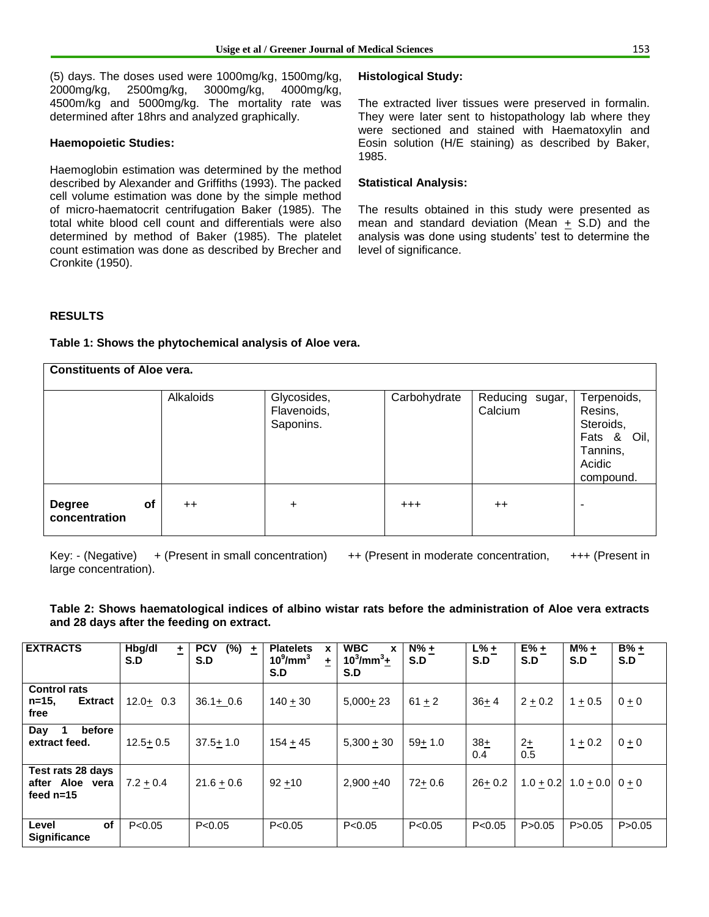(5) days. The doses used were 1000mg/kg, 1500mg/kg, 2000mg/kg, 2500mg/kg, 3000mg/kg, 4000mg/kg, 4500m/kg and 5000mg/kg. The mortality rate was determined after 18hrs and analyzed graphically.

**Haemopoietic Studies:**

Haemoglobin estimation was determined by the method described by Alexander and Griffiths (1993). The packed cell volume estimation was done by the simple method of micro-haematocrit centrifugation Baker (1985). The total white blood cell count and differentials were also determined by method of Baker (1985). The platelet count estimation was done as described by Brecher and Cronkite (1950).

**Histological Study:**

The extracted liver tissues were preserved in formalin. They were later sent to histopathology lab where they were sectioned and stained with Haematoxylin and Eosin solution (H/E staining) as described by Baker, 1985.

**Statistical Analysis:**

The results obtained in this study were presented as mean and standard deviation (Mean ± S.D) and the analysis was done using students' test to determine the level of significance.

## RESULTS

**Table 1: Shows the phytochemical analysis of Aloe vera.**

| **Constituents of Aloe vera.** | | | | | |
|---|---|---|---|---|---|
| | Alkaloids | Glycosides, Flavenoids, Saponins. | Carbohydrate | Reducing sugar, Calcium | Terpenoids, Resins, Steroids, Fats & Oil, Tannins, Acidic compound. |
| **Degree of concentration** | ++ | + | +++ | ++ | - |

Key: - (Negative) + (Present in small concentration) ++ (Present in moderate concentration, +++ (Present in large concentration).

**Table 2: Shows haematological indices of albino wistar rats before the administration of Aloe vera extracts and 28 days after the feeding on extract.**

| EXTRACTS | Hbg/dl ± S.D | PCV (%) ± S.D | Platelets x $10^9$/mm$^3$ ± S.D | WBC x $10^3$/mm$^3$ ± S.D | N% ± S.D | L% ± S.D | E% ± S.D | M% ± S.D | B% ± S.D |
|---|---|---|---|---|---|---|---|---|---|
| Control rats n=15, Extract free | 12.0± 0.3 | 36.1± 0.6 | 140 ± 30 | 5,000± 23 | 61 ± 2 | 36± 4 | 2 ± 0.2 | 1 ± 0.5 | 0 ± 0 |
| Day 1 before extract feed. | 12.5± 0.5 | 37.5± 1.0 | 154 ± 45 | 5,300 ± 30 | 59± 1.0 | 38± 0.4 | 2± 0.5 | 1 ± 0.2 | 0 ± 0 |
| Test rats 28 days after Aloe vera feed n=15 | 7.2 ± 0.4 | 21.6 ± 0.6 | 92 ±10 | 2,900 ±40 | 72± 0.6 | 26± 0.2 | 1.0 ± 0.2 | 1.0 ± 0.0 | 0 ± 0 |
| Level of Significance | P<0.05 | P<0.05 | P<0.05 | P<0.05 | P<0.05 | P<0.05 | P>0.05 | P>0.05 | P>0.05 |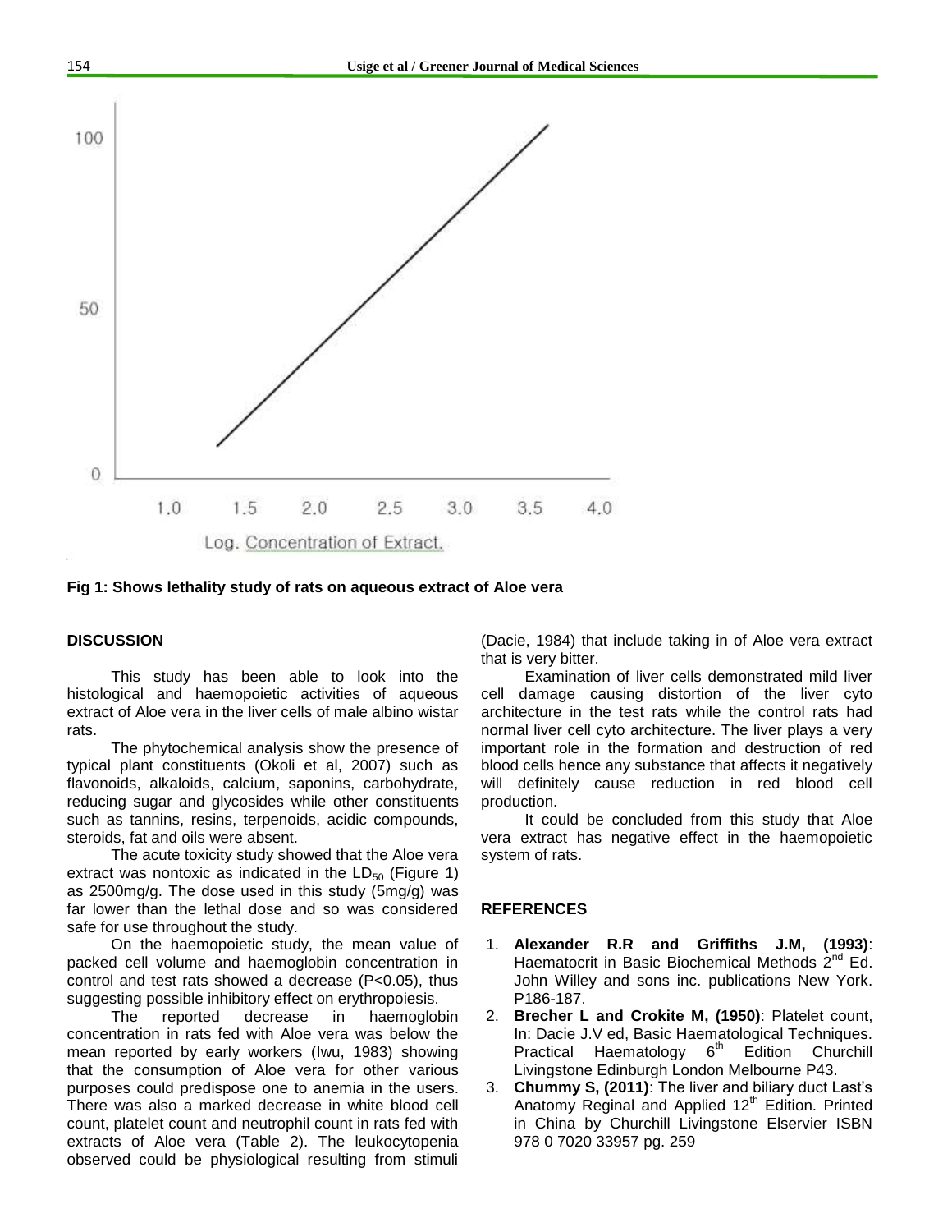Fig 1: Shows lethality study of rats on aqueous extract of Aloe vera

## DISCUSSION

This study has been able to look into the histological and haemopoietic activities of aqueous extract of Aloe vera in the liver cells of male albino wistar rats.

The phytochemical analysis show the presence of typical plant constituents (Okoli et al, 2007) such as flavonoids, alkaloids, calcium, saponins, carbohydrate, reducing sugar and glycosides while other constituents such as tannins, resins, terpenoids, acidic compounds, steroids, fat and oils were absent.

The acute toxicity study showed that the Aloe vera extract was nontoxic as indicated in the $LD_{50}$ (Figure 1) as 2500mg/g. The dose used in this study (5mg/g) was far lower than the lethal dose and so was considered safe for use throughout the study.

On the haemopoietic study, the mean value of packed cell volume and haemoglobin concentration in control and test rats showed a decrease ($P<0.05$), thus suggesting possible inhibitory effect on erythropoiesis.

The reported decrease in haemoglobin concentration in rats fed with Aloe vera was below the mean reported by early workers (Iwu, 1983) showing that the consumption of Aloe vera for other various purposes could predispose one to anemia in the users. There was also a marked decrease in white blood cell count, platelet count and neutrophil count in rats fed with extracts of Aloe vera (Table 2). The leukocytopenia observed could be physiological resulting from stimuli (Dacie, 1984) that include taking in of Aloe vera extract that is very bitter.

Examination of liver cells demonstrated mild liver cell damage causing distortion of the liver cyto architecture in the test rats while the control rats had normal liver cell cyto architecture. The liver plays a very important role in the formation and destruction of red blood cells hence any substance that affects it negatively will definitely cause reduction in red blood cell production.

It could be concluded from this study that Aloe vera extract has negative effect in the haemopoietic system of rats.

## REFERENCES

1. **Alexander R.R and Griffiths J.M, (1993)**: Haematocrit in Basic Biochemical Methods 2nd Ed. John Willey and sons inc. publications New York. P186-187.
2. **Brecher L and Crokite M, (1950)**: Platelet count, In: Dacie J.V ed, Basic Haematological Techniques. Practical Haematology 6th Edition Churchill Livingstone Edinburgh London Melbourne P43.
3. **Chummy S, (2011)**: The liver and biliary duct Last's Anatomy Reginal and Applied 12th Edition. Printed in China by Churchill Livingstone Elservier ISBN 978 0 7020 33957 pg. 259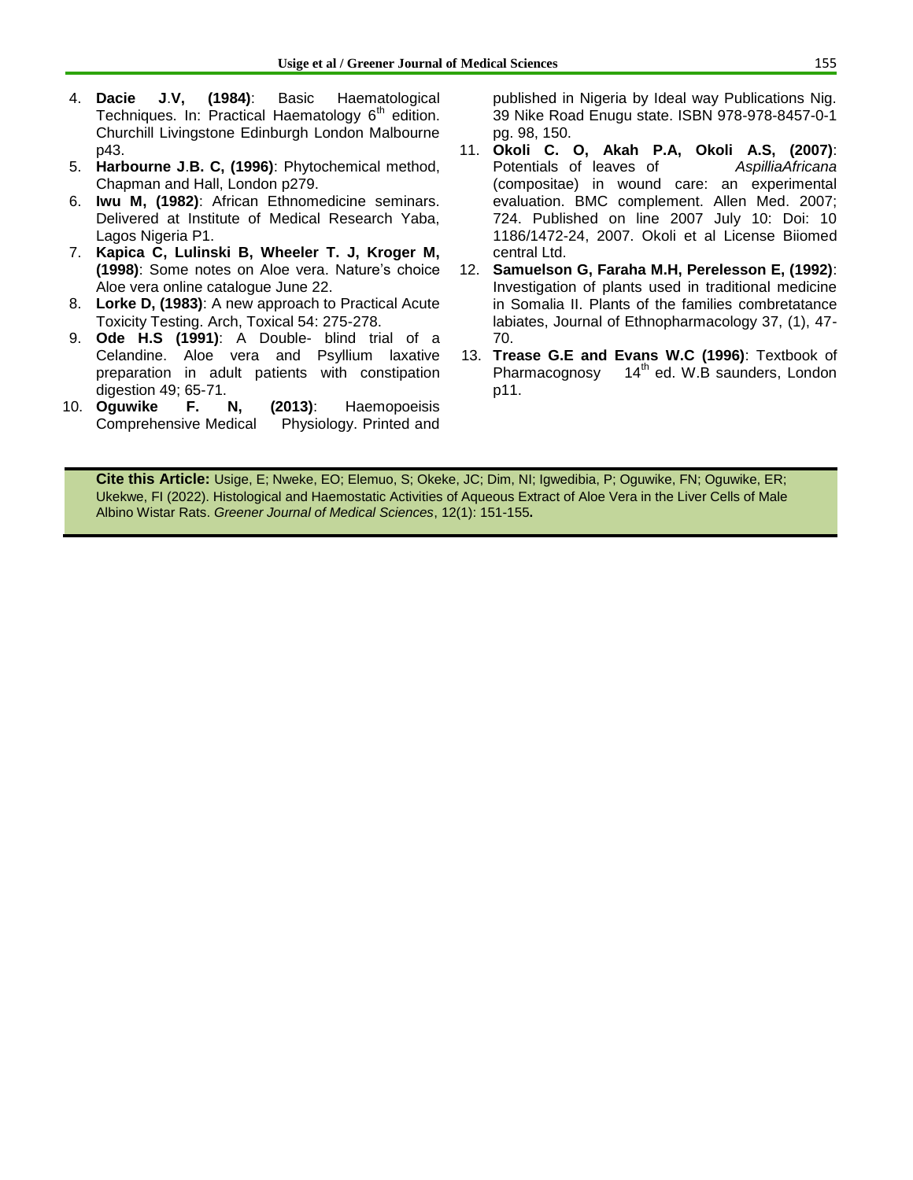4. **Dacie J.V, (1984)**: Basic Haematological Techniques. In: Practical Haematology 6th edition. Churchill Livingstone Edinburgh London Malbourne p43.
5. **Harbourne J.B. C, (1996)**: Phytochemical method, Chapman and Hall, London p279.
6. **Iwu M, (1982)**: African Ethnomedicine seminars. Delivered at Institute of Medical Research Yaba, Lagos Nigeria P1.
7. **Kapica C, Lulinski B, Wheeler T. J, Kroger M, (1998)**: Some notes on Aloe vera. Nature's choice Aloe vera online catalogue June 22.
8. **Lorke D, (1983)**: A new approach to Practical Acute Toxicity Testing. Arch, Toxical 54: 275-278.
9. **Ode H.S (1991)**: A Double- blind trial of a Celandine. Aloe vera and Psyllium laxative preparation in adult patients with constipation digestion 49; 65-71.
10. **Oguwike F. N, (2013)**: Haemopoeisis Comprehensive Medical Physiology. Printed and published in Nigeria by Ideal way Publications Nig. 39 Nike Road Enugu state. ISBN 978-978-8457-0-1 pg. 98, 150.
11. **Okoli C. O, Akah P.A, Okoli A.S, (2007)**: Potentials of leaves of *AspilliaAfricana* (compositae) in wound care: an experimental evaluation. BMC complement. Allen Med. 2007; 724. Published on line 2007 July 10: Doi: 10 1186/1472-24, 2007. Okoli et al License Biiomed central Ltd.
12. **Samuelson G, Faraha M.H, Perelesson E, (1992)**: Investigation of plants used in traditional medicine in Somalia II. Plants of the families combretatance labiates, Journal of Ethnopharmacology 37, (1), 47-70.
13. **Trease G.E and Evans W.C (1996)**: Textbook of Pharmacognosy 14th ed. W.B saunders, London p11.

**Cite this Article:** Usige, E; Nweke, EO; Elemuo, S; Okeke, JC; Dim, NI; Igwedibia, P; Oguwike, FN; Oguwike, ER; Ukekwe, FI (2022). Histological and Haemostatic Activities of Aqueous Extract of Aloe Vera in the Liver Cells of Male Albino Wistar Rats. *Greener Journal of Medical Sciences*, 12(1): 151-155**.**